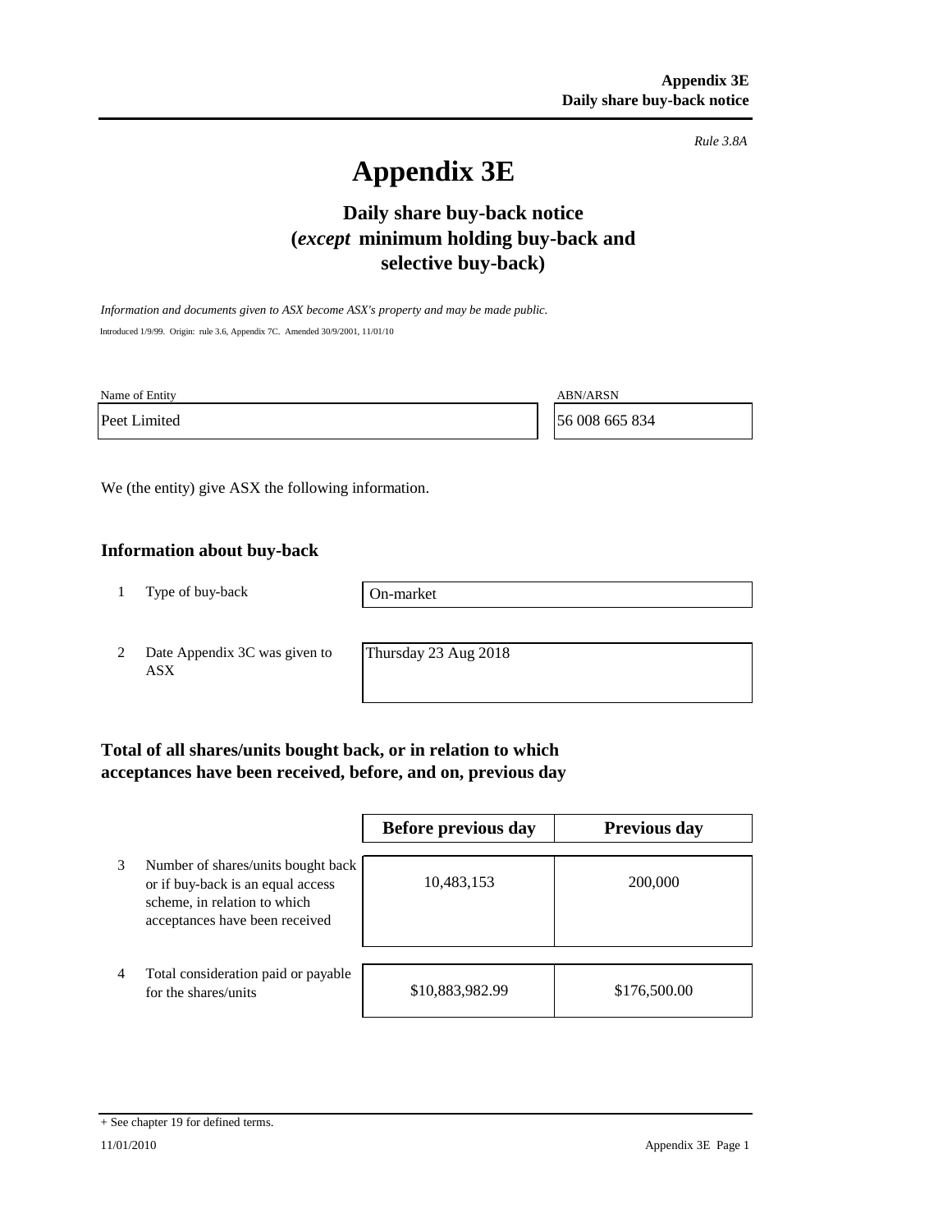*Rule 3.8A*

# Appendix 3E

## Daily share buy-back notice (*except* minimum holding buy-back and selective buy-back)

*Information and documents given to ASX become ASX's property and may be made public.*

Introduced 1/9/99. Origin: rule 3.6, Appendix 7C. Amended 30/9/2001, 11/01/10

| Name of Entity | ABN/ARSN |
|---|---|
| Peet Limited | 56 008 665 834 |

We (the entity) give ASX the following information.

### Information about buy-back

| | | |
|---|---|---|
| 1 | Type of buy-back | On-market |
| 2 | Date Appendix 3C was given to ASX | Thursday 23 Aug 2018 |

### Total of all shares/units bought back, or in relation to which acceptances have been received, before, and on, previous day

| | | Before previous day | Previous day |
|---|---|---|---|
| 3 | Number of shares/units bought back or if buy-back is an equal access scheme, in relation to which acceptances have been received | 10,483,153 | 200,000 |
| 4 | Total consideration paid or payable for the shares/units | $10,883,982.99 | $176,500.00 |

+ See chapter 19 for defined terms.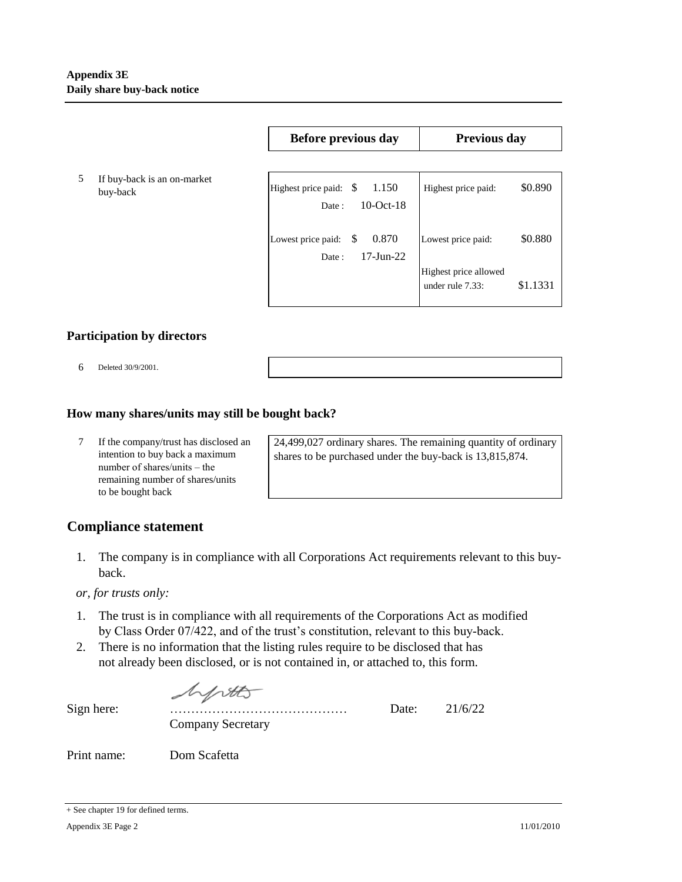**Appendix 3E**
**Daily share buy-back notice**

| | | Before previous day | Previous day |
|---|---|---|---|
| 5 | If buy-back is an on-market buy-back | Highest price paid: $ 1.150<br>Date : 10-Oct-18<br><br>Lowest price paid: $ 0.870<br>Date : 17-Jun-22 | Highest price paid: $0.890<br><br>Lowest price paid: $0.880<br><br>Highest price allowed under rule 7.33: $1.1331 |

## Participation by directors

| | | |
|---|---|---|
| 6 | Deleted 30/9/2001. | |

## How many shares/units may still be bought back?

| | | |
|---|---|---|
| 7 | If the company/trust has disclosed an intention to buy back a maximum number of shares/units – the remaining number of shares/units to be bought back | 24,499,027 ordinary shares. The remaining quantity of ordinary shares to be purchased under the buy-back is 13,815,874. |

## Compliance statement

1. The company is in compliance with all Corporations Act requirements relevant to this buy-back.

*or, for trusts only:*

1. The trust is in compliance with all requirements of the Corporations Act as modified by Class Order 07/422, and of the trust's constitution, relevant to this buy-back.
2. There is no information that the listing rules require to be disclosed that has not already been disclosed, or is not contained in, or attached to, this form.

Sign here: ……………………………………  Date: 21/6/22
Company Secretary

Print name: Dom Scafetta

+ See chapter 19 for defined terms.